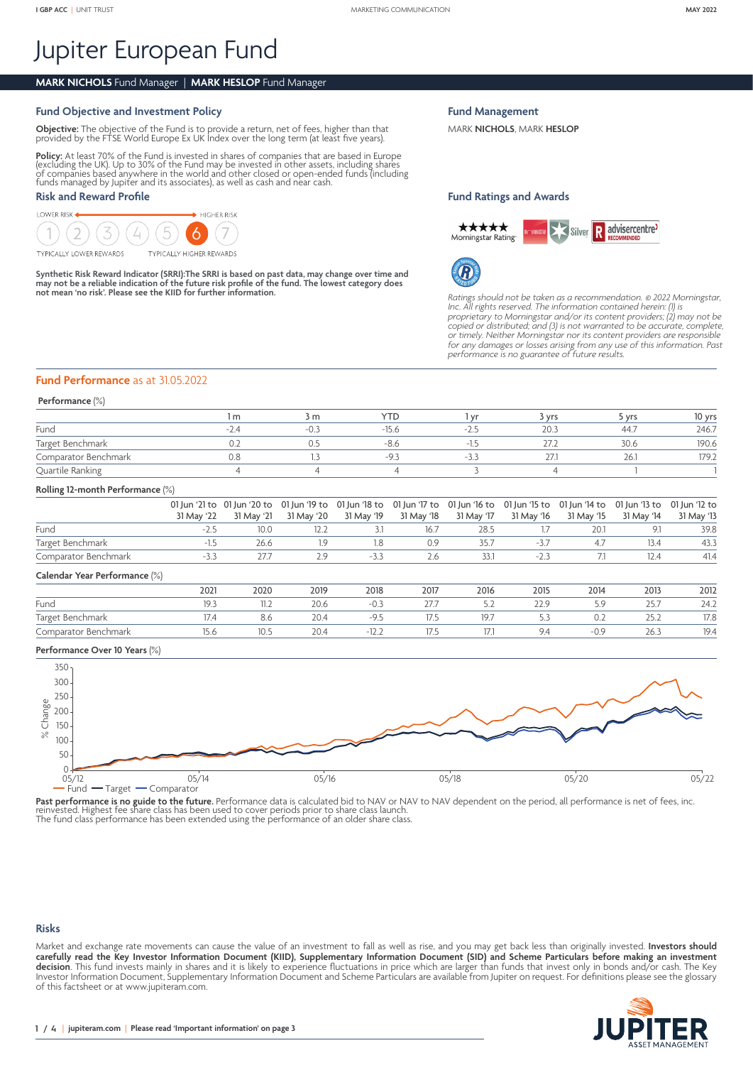# Jupiter European Fund

**MARK NICHOLS** Fund Manager | **MARK HESLOP** Fund Manager

## Fund Objective and Investment Policy

**Objective:** The objective of the Fund is to provide a return, net of fees, higher than that provided by the FTSE World Europe Ex UK Index over the long term (at least five years).

**Policy:** At least 70% of the Fund is invested in shares of companies that are based in Europe (excluding the UK). Up to 30% of the Fund may be invested in other assets, including shares of companies based anywhere in the world and other closed or open-ended funds (including funds managed by Jupiter and its associates), as well as cash and near cash.

## Risk and Reward Profile

LOWER RISK ← → HIGHER RISK

1 2 3 4 5 **6** 7

TYPICALLY LOWER REWARDS — TYPICALLY HIGHER REWARDS

**Synthetic Risk Reward Indicator (SRRI):The SRRI is based on past data, may change over time and may not be a reliable indication of the future risk profile of the fund. The lowest category does not mean 'no risk'. Please see the KIID for further information.**

## Fund Management

MARK **NICHOLS**, MARK **HESLOP**

## Fund Ratings and Awards

★★★★★ Morningstar Rating™ | Morningstar Silver | adviserCentre RECOMMENDED | Rayner Spencer Mills Rated Fund

*Ratings should not be taken as a recommendation. © 2022 Morningstar, Inc. All rights reserved. The information contained herein: (1) is proprietary to Morningstar and/or its content providers; (2) may not be copied or distributed; and (3) is not warranted to be accurate, complete, or timely. Neither Morningstar nor its content providers are responsible for any damages or losses arising from any use of this information. Past performance is no guarantee of future results.*

## Fund Performance as at 31.05.2022

**Performance** (%)

| | 1 m | 3 m | YTD | 1 yr | 3 yrs | 5 yrs | 10 yrs |
|---|---|---|---|---|---|---|---|
| Fund | -2.4 | -0.3 | -15.6 | -2.5 | 20.3 | 44.7 | 246.7 |
| Target Benchmark | 0.2 | 0.5 | -8.6 | -1.5 | 27.2 | 30.6 | 190.6 |
| Comparator Benchmark | 0.8 | 1.3 | -9.3 | -3.3 | 27.1 | 26.1 | 179.2 |
| Quartile Ranking | 4 | 4 | 4 | 3 | 4 | 1 | 1 |

**Rolling 12-month Performance** (%)

| | 01 Jun '21 to 31 May '22 | 01 Jun '20 to 31 May '21 | 01 Jun '19 to 31 May '20 | 01 Jun '18 to 31 May '19 | 01 Jun '17 to 31 May '18 | 01 Jun '16 to 31 May '17 | 01 Jun '15 to 31 May '16 | 01 Jun '14 to 31 May '15 | 01 Jun '13 to 31 May '14 | 01 Jun '12 to 31 May '13 |
|---|---|---|---|---|---|---|---|---|---|---|
| Fund | -2.5 | 10.0 | 12.2 | 3.1 | 16.7 | 28.5 | 1.7 | 20.1 | 9.1 | 39.8 |
| Target Benchmark | -1.5 | 26.6 | 1.9 | 1.8 | 0.9 | 35.7 | -3.7 | 4.7 | 13.4 | 43.3 |
| Comparator Benchmark | -3.3 | 27.7 | 2.9 | -3.3 | 2.6 | 33.1 | -2.3 | 7.1 | 12.4 | 41.4 |

**Calendar Year Performance** (%)

| | 2021 | 2020 | 2019 | 2018 | 2017 | 2016 | 2015 | 2014 | 2013 | 2012 |
|---|---|---|---|---|---|---|---|---|---|---|
| Fund | 19.3 | 11.2 | 20.6 | -0.3 | 27.7 | 5.2 | 22.9 | 5.9 | 25.7 | 24.2 |
| Target Benchmark | 17.4 | 8.6 | 20.4 | -9.5 | 17.5 | 19.7 | 5.3 | 0.2 | 25.2 | 17.8 |
| Comparator Benchmark | 15.6 | 10.5 | 20.4 | -12.2 | 17.5 | 17.1 | 9.4 | -0.9 | 26.3 | 19.4 |

**Performance Over 10 Years** (%)

Chart: % Change (0–350), 05/12 to 05/22 — Fund, Target, Comparator

**Past performance is no guide to the future.** Performance data is calculated bid to NAV or NAV to NAV dependent on the period, all performance is net of fees, inc. reinvested. Highest fee share class has been used to cover periods prior to share class launch.
The fund class performance has been extended using the performance of an older share class.

## Risks

Market and exchange rate movements can cause the value of an investment to fall as well as rise, and you may get back less than originally invested. **Investors should carefully read the Key Investor Information Document (KIID), Supplementary Information Document (SID) and Scheme Particulars before making an investment decision**. This fund invests mainly in shares and it is likely to experience fluctuations in price which are larger than funds that invest only in bonds and/or cash. The Key Investor Information Document, Supplementary Information Document and Scheme Particulars are available from Jupiter on request. For definitions please see the glossary of this factsheet or at www.jupiteram.com.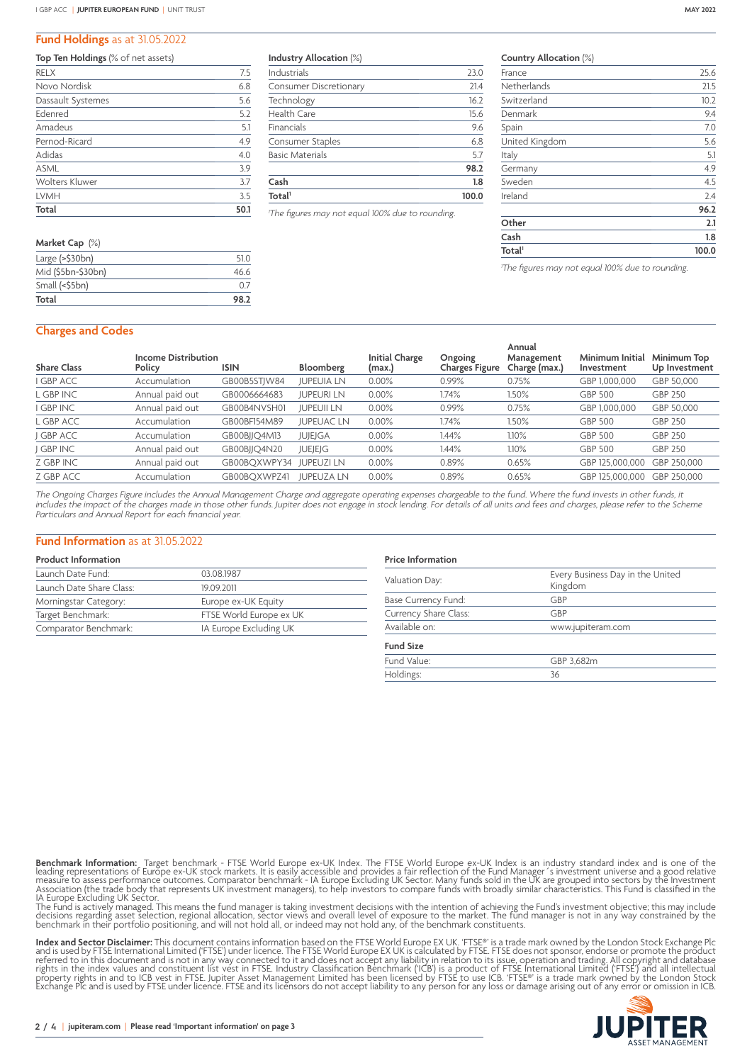## Fund Holdings as at 31.05.2022

**Top Ten Holdings** (% of net assets)

| Holding | % |
|---|---|
| RELX | 7.5 |
| Novo Nordisk | 6.8 |
| Dassault Systemes | 5.6 |
| Edenred | 5.2 |
| Amadeus | 5.1 |
| Pernod-Ricard | 4.9 |
| Adidas | 4.0 |
| ASML | 3.9 |
| Wolters Kluwer | 3.7 |
| LVMH | 3.5 |
| **Total** | **50.1** |

**Market Cap** (%)

| Market Cap | % |
|---|---|
| Large (>$30bn) | 51.0 |
| Mid ($5bn-$30bn) | 46.6 |
| Small (<$5bn) | 0.7 |
| **Total** | **98.2** |

**Industry Allocation** (%)

| Industry | % |
|---|---|
| Industrials | 23.0 |
| Consumer Discretionary | 21.4 |
| Technology | 16.2 |
| Health Care | 15.6 |
| Financials | 9.6 |
| Consumer Staples | 6.8 |
| Basic Materials | 5.7 |
| | **98.2** |
| **Cash** | **1.8** |
| **Total**[1] | **100.0** |

*[1]The figures may not equal 100% due to rounding.*

**Country Allocation** (%)

| Country | % |
|---|---|
| France | 25.6 |
| Netherlands | 21.5 |
| Switzerland | 10.2 |
| Denmark | 9.4 |
| Spain | 7.0 |
| United Kingdom | 5.6 |
| Italy | 5.1 |
| Germany | 4.9 |
| Sweden | 4.5 |
| Ireland | 2.4 |
| | **96.2** |
| **Other** | **2.1** |
| **Cash** | **1.8** |
| **Total**[1] | **100.0** |

*[1]The figures may not equal 100% due to rounding.*

## Charges and Codes

| Share Class | Income Distribution Policy | ISIN | Bloomberg | Initial Charge (max.) | Ongoing Charges Figure | Annual Management Charge (max.) | Minimum Initial Investment | Minimum Top Up Investment |
|---|---|---|---|---|---|---|---|---|
| I GBP ACC | Accumulation | GB00B5STJW84 | JUPEUIA LN | 0.00% | 0.99% | 0.75% | GBP 1,000,000 | GBP 50,000 |
| L GBP INC | Annual paid out | GB0006664683 | JUPEURI LN | 0.00% | 1.74% | 1.50% | GBP 500 | GBP 250 |
| I GBP INC | Annual paid out | GB00B4NVSH01 | JUPEUII LN | 0.00% | 0.99% | 0.75% | GBP 1,000,000 | GBP 50,000 |
| L GBP ACC | Accumulation | GB00BF154M89 | JUPEUAC LN | 0.00% | 1.74% | 1.50% | GBP 500 | GBP 250 |
| J GBP ACC | Accumulation | GB00BJJQ4M13 | JUJEJGA | 0.00% | 1.44% | 1.10% | GBP 500 | GBP 250 |
| J GBP INC | Annual paid out | GB00BJJQ4N20 | JUEJEJG | 0.00% | 1.44% | 1.10% | GBP 500 | GBP 250 |
| Z GBP INC | Annual paid out | GB00BQXWPY34 | JUPEUZI LN | 0.00% | 0.89% | 0.65% | GBP 125,000,000 | GBP 250,000 |
| Z GBP ACC | Accumulation | GB00BQXWPZ41 | JUPEUZA LN | 0.00% | 0.89% | 0.65% | GBP 125,000,000 | GBP 250,000 |

*The Ongoing Charges Figure includes the Annual Management Charge and aggregate operating expenses chargeable to the fund. Where the fund invests in other funds, it includes the impact of the charges made in those other funds. Jupiter does not engage in stock lending. For details of all units and fees and charges, please refer to the Scheme Particulars and Annual Report for each financial year.*

## Fund Information as at 31.05.2022

**Product Information**

| | |
|---|---|
| Launch Date Fund: | 03.08.1987 |
| Launch Date Share Class: | 19.09.2011 |
| Morningstar Category: | Europe ex-UK Equity |
| Target Benchmark: | FTSE World Europe ex UK |
| Comparator Benchmark: | IA Europe Excluding UK |

**Price Information**

| | |
|---|---|
| Valuation Day: | Every Business Day in the United Kingdom |
| Base Currency Fund: | GBP |
| Currency Share Class: | GBP |
| Available on: | www.jupiteram.com |

**Fund Size**

| | |
|---|---|
| Fund Value: | GBP 3,682m |
| Holdings: | 36 |

**Benchmark Information:** Target benchmark - FTSE World Europe ex-UK Index. The FTSE World Europe ex-UK Index is an industry standard index and is one of the leading representations of Europe ex-UK stock markets. It is easily accessible and provides a fair reflection of the Fund Manager´s investment universe and a good relative measure to assess performance outcomes. Comparator benchmark - IA Europe Excluding UK Sector. Many funds sold in the UK are grouped into sectors by the Investment Association (the trade body that represents UK investment managers), to help investors to compare funds with broadly similar characteristics. This Fund is classified in the IA Europe Excluding UK Sector.
The Fund is actively managed. This means the fund manager is taking investment decisions with the intention of achieving the Fund's investment objective; this may include decisions regarding asset selection, regional allocation, sector views and overall level of exposure to the market. The fund manager is not in any way constrained by the benchmark in their portfolio positioning, and will not hold all, or indeed may not hold any, of the benchmark constituents.

**Index and Sector Disclaimer:** This document contains information based on the FTSE World Europe EX UK. 'FTSE®' is a trade mark owned by the London Stock Exchange Plc and is used by FTSE International Limited ('FTSE') under licence. The FTSE World Europe EX UK is calculated by FTSE. FTSE does not sponsor, endorse or promote the product referred to in this document and is not in any way connected to it and does not accept any liability in relation to its issue, operation and trading. All copyright and database rights in the index values and constituent list vest in FTSE. Industry Classification Benchmark ('ICB') is a product of FTSE International Limited ('FTSE') and all intellectual property rights in and to ICB vest in FTSE. Jupiter Asset Management Limited has been licensed by FTSE to use ICB. 'FTSE®' is a trade mark owned by the London Stock Exchange Plc and is used by FTSE under licence. FTSE and its licensors do not accept liability to any person for any loss or damage arising out of any error or omission in ICB.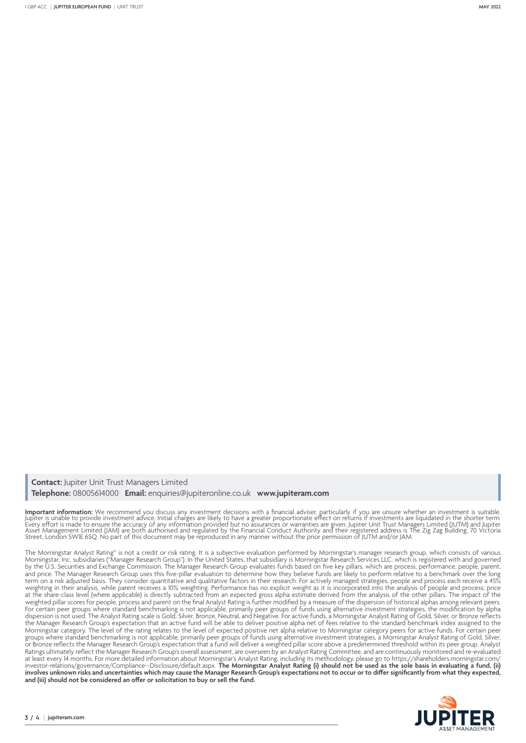**Contact:** Jupiter Unit Trust Managers Limited

**Telephone:** 08005614000 **Email:** enquiries@jupiteronline.co.uk **www.jupiteram.com**

**Important information:** We recommend you discuss any investment decisions with a financial adviser, particularly if you are unsure whether an investment is suitable. Jupiter is unable to provide investment advice. Initial charges are likely to have a greater proportionate effect on returns if investments are liquidated in the shorter term. Every effort is made to ensure the accuracy of any information provided but no assurances or warranties are given. Jupiter Unit Trust Managers Limited (JUTM) and Jupiter Asset Management Limited (JAM) are both authorised and regulated by the Financial Conduct Authority and their registered address is The Zig Zag Building, 70 Victoria Street, London SW1E 6SQ. No part of this document may be reproduced in any manner without the prior permission of JUTM and/or JAM.

The Morningstar Analyst Rating™ is not a credit or risk rating. It is a subjective evaluation performed by Morningstar's manager research group, which consists of various Morningstar, Inc. subsidiaries ("Manager Research Group"). In the United States, that subsidiary is Morningstar Research Services LLC, which is registered with and governed by the U.S. Securities and Exchange Commission. The Manager Research Group evaluates funds based on five key pillars, which are process, performance, people, parent, and price. The Manager Research Group uses this five-pillar evaluation to determine how they believe funds are likely to perform relative to a benchmark over the long term on a risk adjusted basis. They consider quantitative and qualitative factors in their research. For actively managed strategies, people and process each receive a 45% weighting in their analysis, while parent receives a 10% weighting. Performance has no explicit weight as it is incorporated into the analysis of people and process; price at the share-class level (where applicable) is directly subtracted from an expected gross alpha estimate derived from the analysis of the other pillars. The impact of the weighted pillar scores for people, process and parent on the final Analyst Rating is further modified by a measure of the dispersion of historical alphas among relevant peers. For certain peer groups where standard benchmarking is not applicable, primarily peer groups of funds using alternative investment strategies, the modification by alpha dispersion is not used. The Analyst Rating scale is Gold, Silver, Bronze, Neutral, and Negative. For active funds, a Morningstar Analyst Rating of Gold, Silver, or Bronze reflects the Manager Research Group's expectation that an active fund will be able to deliver positive alpha net of fees relative to the standard benchmark index assigned to the Morningstar category. The level of the rating relates to the level of expected positive net alpha relative to Morningstar category peers for active funds. For certain peer groups where standard benchmarking is not applicable, primarily peer groups of funds using alternative investment strategies, a Morningstar Analyst Rating of Gold, Silver, or Bronze reflects the Manager Research Group's expectation that a fund will deliver a weighted pillar score above a predetermined threshold within its peer group. Analyst Ratings ultimately reflect the Manager Research Group's overall assessment, are overseen by an Analyst Rating Committee, and are continuously monitored and re-evaluated at least every 14 months. For more detailed information about Morningstar's Analyst Rating, including its methodology, please go to https://shareholders.morningstar.com/investor-relations/governance/Compliance--Disclosure/default.aspx. **The Morningstar Analyst Rating (i) should not be used as the sole basis in evaluating a fund, (ii) involves unknown risks and uncertainties which may cause the Manager Research Group's expectations not to occur or to differ significantly from what they expected, and (iii) should not be considered an offer or solicitation to buy or sell the fund.**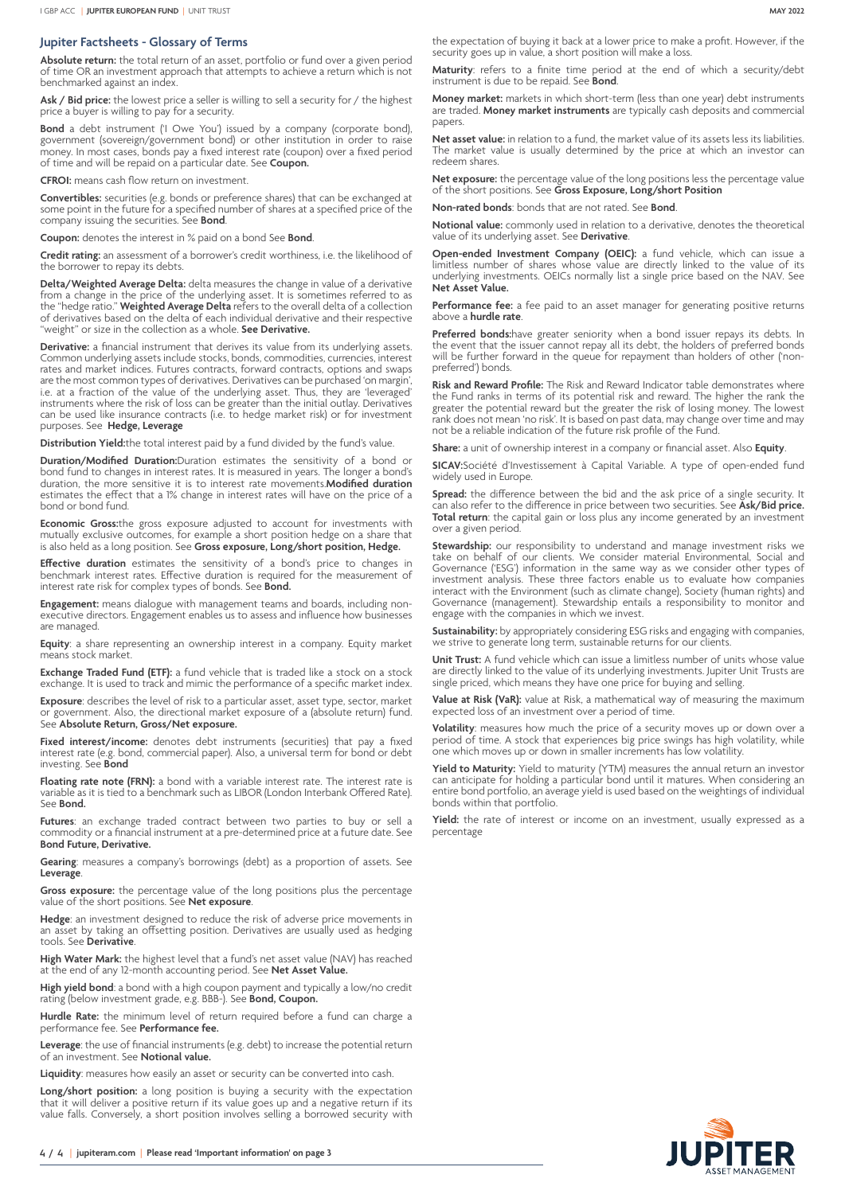## Jupiter Factsheets - Glossary of Terms

**Absolute return:** the total return of an asset, portfolio or fund over a given period of time OR an investment approach that attempts to achieve a return which is not benchmarked against an index.

**Ask / Bid price:** the lowest price a seller is willing to sell a security for / the highest price a buyer is willing to pay for a security.

**Bond** a debt instrument ('I Owe You') issued by a company (corporate bond), government (sovereign/government bond) or other institution in order to raise money. In most cases, bonds pay a fixed interest rate (coupon) over a fixed period of time and will be repaid on a particular date. See **Coupon.**

**CFROI:** means cash flow return on investment.

**Convertibles:** securities (e.g. bonds or preference shares) that can be exchanged at some point in the future for a specified number of shares at a specified price of the company issuing the securities. See **Bond**.

**Coupon:** denotes the interest in % paid on a bond See **Bond**.

**Credit rating:** an assessment of a borrower's credit worthiness, i.e. the likelihood of the borrower to repay its debts.

**Delta/Weighted Average Delta:** delta measures the change in value of a derivative from a change in the price of the underlying asset. It is sometimes referred to as the "hedge ratio." **Weighted Average Delta** refers to the overall delta of a collection of derivatives based on the delta of each individual derivative and their respective "weight" or size in the collection as a whole. **See Derivative.**

**Derivative:** a financial instrument that derives its value from its underlying assets. Common underlying assets include stocks, bonds, commodities, currencies, interest rates and market indices. Futures contracts, forward contracts, options and swaps are the most common types of derivatives. Derivatives can be purchased 'on margin', i.e. at a fraction of the value of the underlying asset. Thus, they are 'leveraged' instruments where the risk of loss can be greater than the initial outlay. Derivatives can be used like insurance contracts (i.e. to hedge market risk) or for investment purposes. See **Hedge, Leverage**

**Distribution Yield:**the total interest paid by a fund divided by the fund's value.

**Duration/Modified Duration:**Duration estimates the sensitivity of a bond or bond fund to changes in interest rates. It is measured in years. The longer a bond's duration, the more sensitive it is to interest rate movements.**Modified duration** estimates the effect that a 1% change in interest rates will have on the price of a bond or bond fund.

**Economic Gross:**the gross exposure adjusted to account for investments with mutually exclusive outcomes, for example a short position hedge on a share that is also held as a long position. See **Gross exposure, Long/short position, Hedge.**

**Effective duration** estimates the sensitivity of a bond's price to changes in benchmark interest rates. Effective duration is required for the measurement of interest rate risk for complex types of bonds. See **Bond.**

**Engagement:** means dialogue with management teams and boards, including non-executive directors. Engagement enables us to assess and influence how businesses are managed.

**Equity**: a share representing an ownership interest in a company. Equity market means stock market.

**Exchange Traded Fund (ETF):** a fund vehicle that is traded like a stock on a stock exchange. It is used to track and mimic the performance of a specific market index.

**Exposure**: describes the level of risk to a particular asset, asset type, sector, market or government. Also, the directional market exposure of a (absolute return) fund. See **Absolute Return, Gross/Net exposure.**

**Fixed interest/income:** denotes debt instruments (securities) that pay a fixed interest rate (e.g. bond, commercial paper). Also, a universal term for bond or debt investing. See **Bond**

**Floating rate note (FRN):** a bond with a variable interest rate. The interest rate is variable as it is tied to a benchmark such as LIBOR (London Interbank Offered Rate). See **Bond.**

**Futures**: an exchange traded contract between two parties to buy or sell a commodity or a financial instrument at a pre-determined price at a future date. See **Bond Future, Derivative.**

**Gearing**: measures a company's borrowings (debt) as a proportion of assets. See **Leverage**.

**Gross exposure:** the percentage value of the long positions plus the percentage value of the short positions. See **Net exposure**.

**Hedge**: an investment designed to reduce the risk of adverse price movements in an asset by taking an offsetting position. Derivatives are usually used as hedging tools. See **Derivative**.

**High Water Mark:** the highest level that a fund's net asset value (NAV) has reached at the end of any 12-month accounting period. See **Net Asset Value.**

**High yield bond**: a bond with a high coupon payment and typically a low/no credit rating (below investment grade, e.g. BBB-). See **Bond, Coupon.**

**Hurdle Rate:** the minimum level of return required before a fund can charge a performance fee. See **Performance fee.**

**Leverage**: the use of financial instruments (e.g. debt) to increase the potential return of an investment. See **Notional value.**

**Liquidity**: measures how easily an asset or security can be converted into cash.

**Long/short position:** a long position is buying a security with the expectation that it will deliver a positive return if its value goes up and a negative return if its value falls. Conversely, a short position involves selling a borrowed security with the expectation of buying it back at a lower price to make a profit. However, if the security goes up in value, a short position will make a loss.

**Maturity**: refers to a finite time period at the end of which a security/debt instrument is due to be repaid. See **Bond**.

**Money market:** markets in which short-term (less than one year) debt instruments are traded. **Money market instruments** are typically cash deposits and commercial papers.

**Net asset value:** in relation to a fund, the market value of its assets less its liabilities. The market value is usually determined by the price at which an investor can redeem shares.

**Net exposure:** the percentage value of the long positions less the percentage value of the short positions. See **Gross Exposure, Long/short Position**

**Non-rated bonds**: bonds that are not rated. See **Bond**.

**Notional value:** commonly used in relation to a derivative, denotes the theoretical value of its underlying asset. See **Derivative**.

**Open-ended Investment Company (OEIC):** a fund vehicle, which can issue a limitless number of shares whose value are directly linked to the value of its underlying investments. OEICs normally list a single price based on the NAV. See **Net Asset Value.**

**Performance fee:** a fee paid to an asset manager for generating positive returns above a **hurdle rate**.

**Preferred bonds:**have greater seniority when a bond issuer repays its debts. In the event that the issuer cannot repay all its debt, the holders of preferred bonds will be further forward in the queue for repayment than holders of other ('non-preferred') bonds.

**Risk and Reward Profile:** The Risk and Reward Indicator table demonstrates where the Fund ranks in terms of its potential risk and reward. The higher the rank the greater the potential reward but the greater the risk of losing money. The lowest rank does not mean 'no risk'. It is based on past data, may change over time and may not be a reliable indication of the future risk profile of the Fund.

**Share:** a unit of ownership interest in a company or financial asset. Also **Equity**.

**SICAV:**Société d'Investissement à Capital Variable. A type of open-ended fund widely used in Europe.

**Spread:** the difference between the bid and the ask price of a single security. It can also refer to the difference in price between two securities. See **Ask/Bid price.**
**Total return**: the capital gain or loss plus any income generated by an investment over a given period.

**Stewardship:** our responsibility to understand and manage investment risks we take on behalf of our clients. We consider material Environmental, Social and Governance ('ESG') information in the same way as we consider other types of investment analysis. These three factors enable us to evaluate how companies interact with the Environment (such as climate change), Society (human rights) and Governance (management). Stewardship entails a responsibility to monitor and engage with the companies in which we invest.

**Sustainability:** by appropriately considering ESG risks and engaging with companies, we strive to generate long term, sustainable returns for our clients.

**Unit Trust:** A fund vehicle which can issue a limitless number of units whose value are directly linked to the value of its underlying investments. Jupiter Unit Trusts are single priced, which means they have one price for buying and selling.

**Value at Risk (VaR):** value at Risk, a mathematical way of measuring the maximum expected loss of an investment over a period of time.

**Volatility**: measures how much the price of a security moves up or down over a period of time. A stock that experiences big price swings has high volatility, while one which moves up or down in smaller increments has low volatility.

**Yield to Maturity:** Yield to maturity (YTM) measures the annual return an investor can anticipate for holding a particular bond until it matures. When considering an entire bond portfolio, an average yield is used based on the weightings of individual bonds within that portfolio.

**Yield:** the rate of interest or income on an investment, usually expressed as a percentage